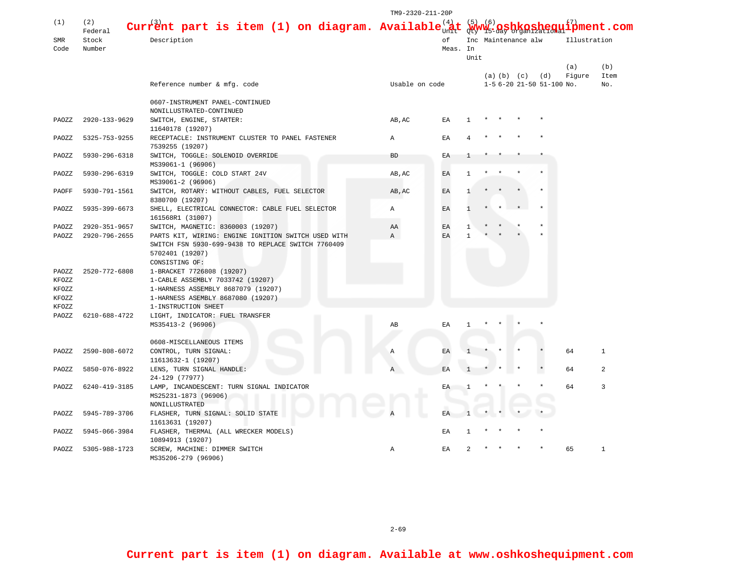Current part is item (1) on diagram. Available at www.oshkoshequipment.com

| (1) SMR Code | (2) Federal Stock Number | (3) Description<br>Reference number & mfg. code | Usable on code | (4) Unit of Meas. | (5) Qty Inc In Unit | (6) 15-day Organizational Maintenance alw (a) 1-5 | (b) 6-20 | (c) 21-50 | (d) 51-100 | (7) Illustration (a) Figure No. | (b) Item No. |
|---|---|---|---|---|---|---|---|---|---|---|---|
| | | 0607-INSTRUMENT PANEL-CONTINUED<br>NONILLUSTRATED-CONTINUED | | | | | | | | | |
| PAOZZ | 2920-133-9629 | SWITCH, ENGINE, STARTER:<br>11640178 (19207) | AB,AC | EA | 1 | * | * | * | * | | |
| PAOZZ | 5325-753-9255 | RECEPTACLE: INSTRUMENT CLUSTER TO PANEL FASTENER<br>7539255 (19207) | A | EA | 4 | * | * | * | * | | |
| PAOZZ | 5930-296-6318 | SWITCH, TOGGLE: SOLENOID OVERRIDE<br>MS39061-1 (96906) | BD | EA | 1 | * | * | * | * | | |
| PAOZZ | 5930-296-6319 | SWITCH, TOGGLE: COLD START 24V<br>MS39061-2 (96906) | AB,AC | EA | 1 | * | * | * | * | | |
| PAOFF | 5930-791-1561 | SWITCH, ROTARY: WITHOUT CABLES, FUEL SELECTOR<br>8380700 (19207) | AB,AC | EA | 1 | * | * | * | * | | |
| PAOZZ | 5935-399-6673 | SHELL, ELECTRICAL CONNECTOR: CABLE FUEL SELECTOR<br>161568R1 (31007) | A | EA | 1 | * | * | * | * | | |
| PAOZZ | 2920-351-9657 | SWITCH, MAGNETIC: 8360003 (19207) | AA | EA | 1 | * | * | * | * | | |
| PAOZZ | 2920-796-2655 | PARTS KIT, WIRING: ENGINE IGNITION SWITCH USED WITH SWITCH FSN 5930-699-9438 TO REPLACE SWITCH 7760409<br>5702401 (19207)<br>CONSISTING OF: | A | EA | 1 | * | * | * | * | | |
| PAOZZ | 2520-772-6808 | 1-BRACKET 7726808 (19207) | | | | | | | | | |
| KFOZZ | | 1-CABLE ASSEMBLY 7033742 (19207) | | | | | | | | | |
| KFOZZ | | 1-HARNESS ASSEMBLY 8687079 (19207) | | | | | | | | | |
| KFOZZ | | 1-HARNESS ASEMBLY 8687080 (19207) | | | | | | | | | |
| KFOZZ | | 1-INSTRUCTION SHEET | | | | | | | | | |
| PAOZZ | 6210-688-4722 | LIGHT, INDICATOR: FUEL TRANSFER<br>MS35413-2 (96906) | AB | EA | 1 | * | * | * | * | | |
| | | 0608-MISCELLANEOUS ITEMS | | | | | | | | | |
| PAOZZ | 2590-808-6072 | CONTROL, TURN SIGNAL:<br>11613632-1 (19207) | A | EA | 1 | * | * | * | * | 64 | 1 |
| PAOZZ | 5850-076-8922 | LENS, TURN SIGNAL HANDLE:<br>24-129 (77977) | A | EA | 1 | * | * | * | * | 64 | 2 |
| PAOZZ | 6240-419-3185 | LAMP, INCANDESCENT: TURN SIGNAL INDICATOR<br>MS25231-1873 (96906)<br>NONILLUSTRATED | | EA | 1 | * | * | * | * | 64 | 3 |
| PAOZZ | 5945-789-3706 | FLASHER, TURN SIGNAL: SOLID STATE<br>11613631 (19207) | A | EA | 1 | * | * | * | * | | |
| PAOZZ | 5945-066-3984 | FLASHER, THERMAL (ALL WRECKER MODELS)<br>10894913 (19207) | | EA | 1 | * | * | * | * | | |
| PAOZZ | 5305-988-1723 | SCREW, MACHINE: DIMMER SWITCH<br>MS35206-279 (96906) | A | EA | 2 | * | * | * | * | 65 | 1 |

Current part is item (1) on diagram. Available at www.oshkoshequipment.com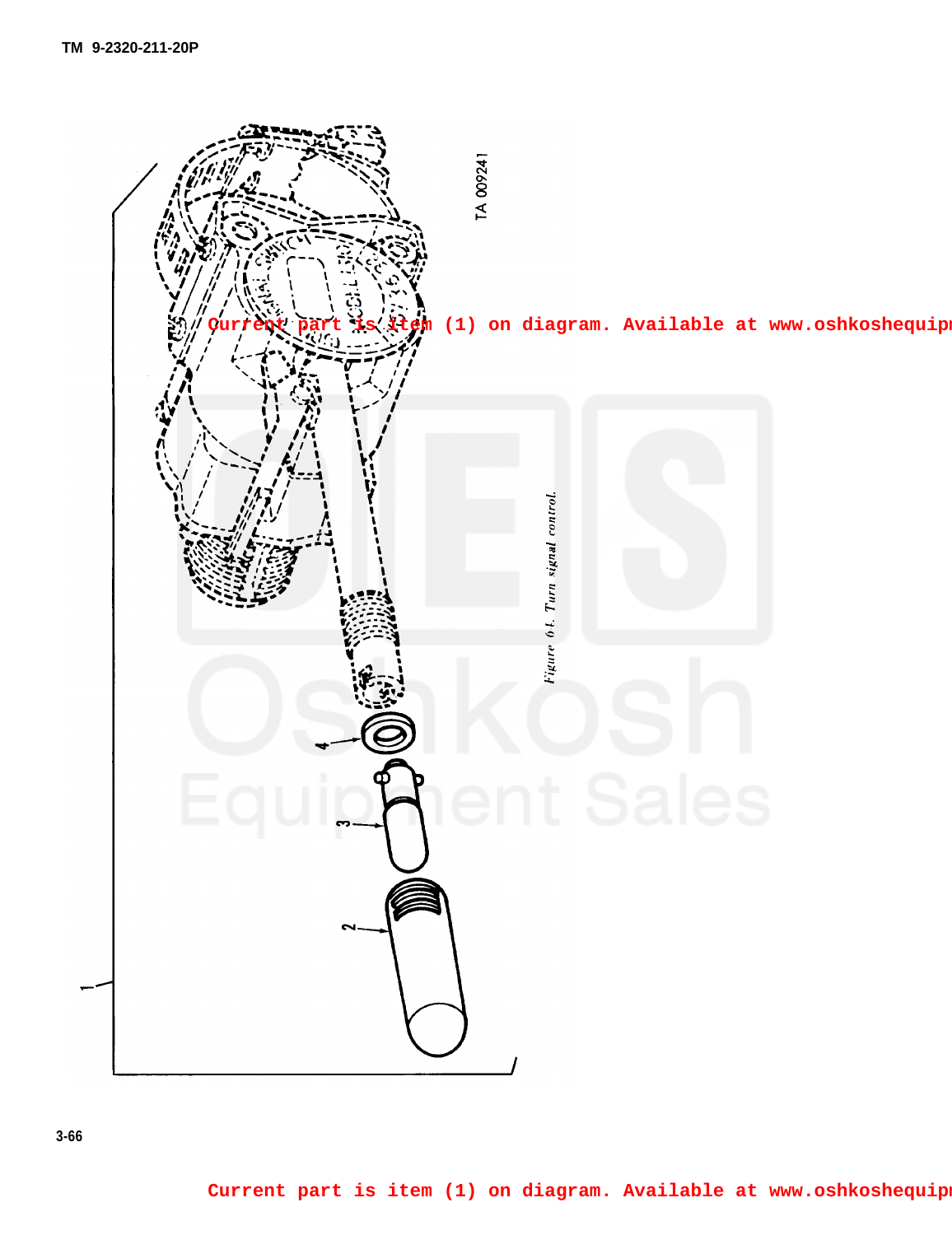Current part is item (1) on diagram. Available at www.oshkoshequipi

1

2

3

4

TA 009241

*Figure 64. Turn signal control.*